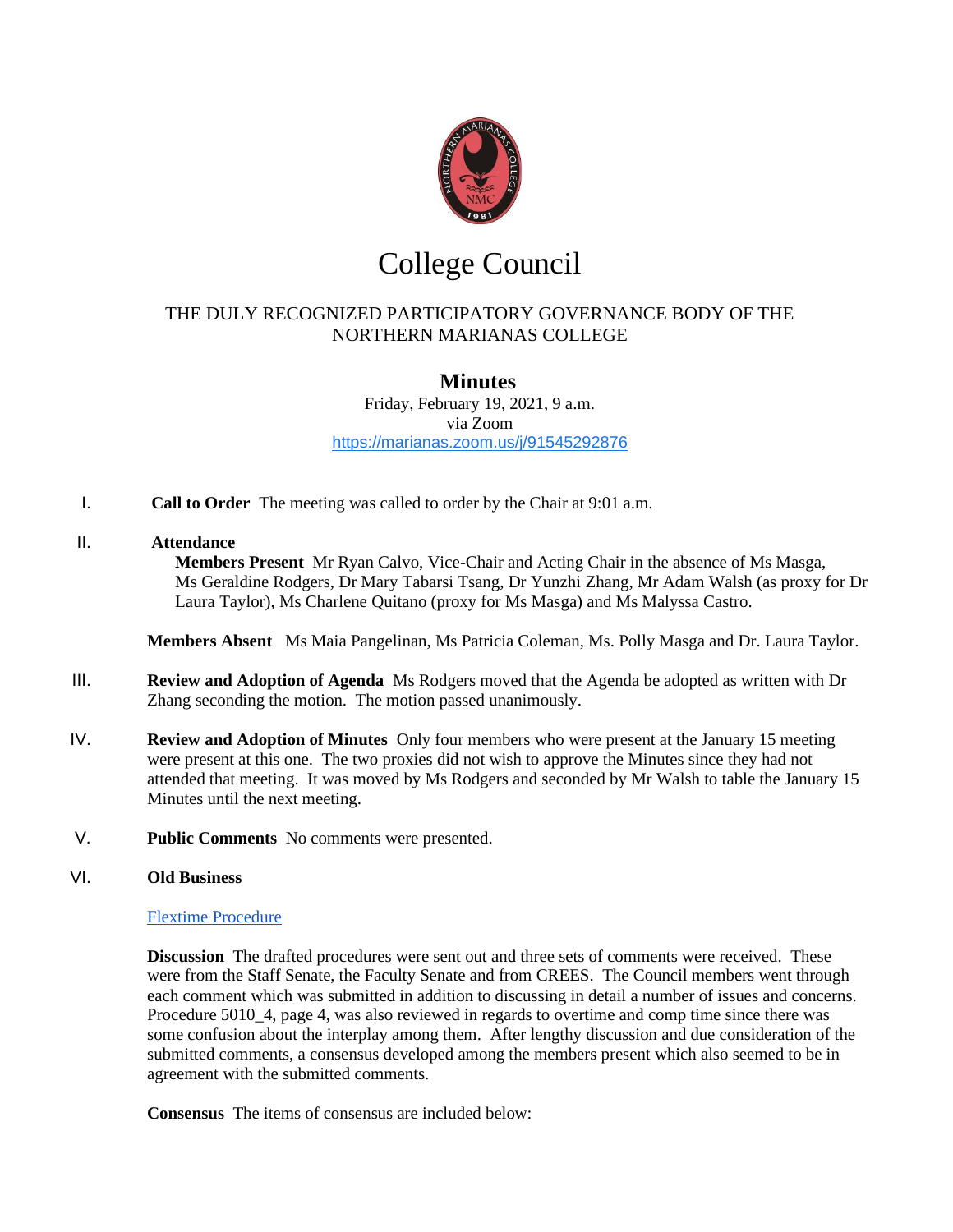# College Council

THE DULY RECOGNIZED PARTICIPATORY GOVERNANCE BODY OF THE NORTHERN MARIANAS COLLEGE

## Minutes

Friday, February 19, 2021, 9 a.m.
via Zoom
https://marianas.zoom.us/j/91545292876

I. **Call to Order** The meeting was called to order by the Chair at 9:01 a.m.

II. **Attendance**

**Members Present** Mr Ryan Calvo, Vice-Chair and Acting Chair in the absence of Ms Masga, Ms Geraldine Rodgers, Dr Mary Tabarsi Tsang, Dr Yunzhi Zhang, Mr Adam Walsh (as proxy for Dr Laura Taylor), Ms Charlene Quitano (proxy for Ms Masga) and Ms Malyssa Castro.

**Members Absent** Ms Maia Pangelinan, Ms Patricia Coleman, Ms. Polly Masga and Dr. Laura Taylor.

III. **Review and Adoption of Agenda** Ms Rodgers moved that the Agenda be adopted as written with Dr Zhang seconding the motion. The motion passed unanimously.

IV. **Review and Adoption of Minutes** Only four members who were present at the January 15 meeting were present at this one. The two proxies did not wish to approve the Minutes since they had not attended that meeting. It was moved by Ms Rodgers and seconded by Mr Walsh to table the January 15 Minutes until the next meeting.

V. **Public Comments** No comments were presented.

VI. **Old Business**

Flextime Procedure

**Discussion** The drafted procedures were sent out and three sets of comments were received. These were from the Staff Senate, the Faculty Senate and from CREES. The Council members went through each comment which was submitted in addition to discussing in detail a number of issues and concerns. Procedure 5010_4, page 4, was also reviewed in regards to overtime and comp time since there was some confusion about the interplay among them. After lengthy discussion and due consideration of the submitted comments, a consensus developed among the members present which also seemed to be in agreement with the submitted comments.

**Consensus** The items of consensus are included below: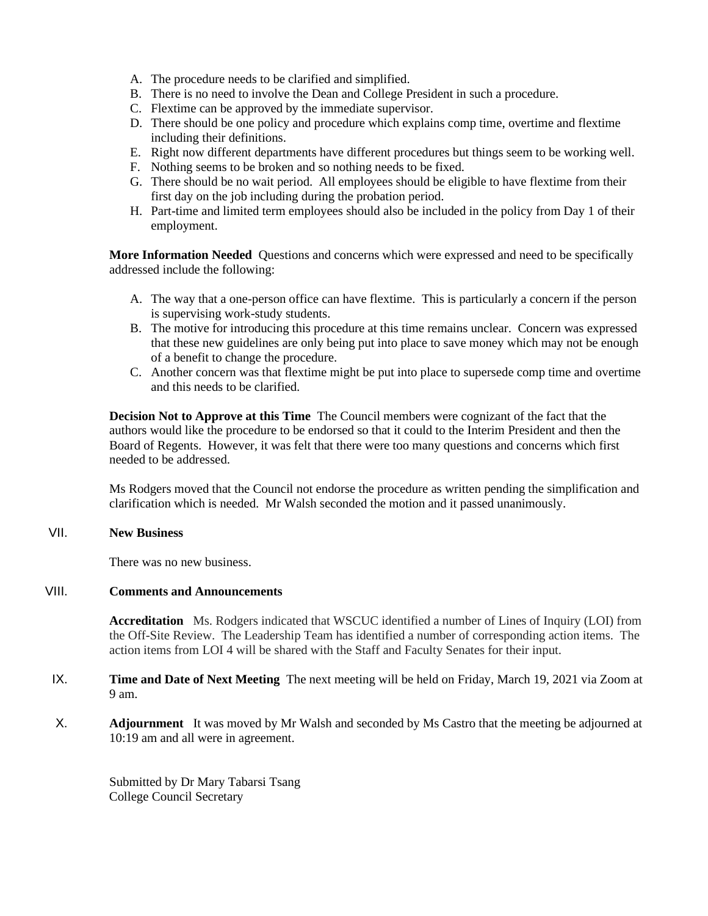A. The procedure needs to be clarified and simplified.
B. There is no need to involve the Dean and College President in such a procedure.
C. Flextime can be approved by the immediate supervisor.
D. There should be one policy and procedure which explains comp time, overtime and flextime including their definitions.
E. Right now different departments have different procedures but things seem to be working well.
F. Nothing seems to be broken and so nothing needs to be fixed.
G. There should be no wait period. All employees should be eligible to have flextime from their first day on the job including during the probation period.
H. Part-time and limited term employees should also be included in the policy from Day 1 of their employment.

**More Information Needed** Questions and concerns which were expressed and need to be specifically addressed include the following:

A. The way that a one-person office can have flextime. This is particularly a concern if the person is supervising work-study students.
B. The motive for introducing this procedure at this time remains unclear. Concern was expressed that these new guidelines are only being put into place to save money which may not be enough of a benefit to change the procedure.
C. Another concern was that flextime might be put into place to supersede comp time and overtime and this needs to be clarified.

**Decision Not to Approve at this Time** The Council members were cognizant of the fact that the authors would like the procedure to be endorsed so that it could to the Interim President and then the Board of Regents. However, it was felt that there were too many questions and concerns which first needed to be addressed.

Ms Rodgers moved that the Council not endorse the procedure as written pending the simplification and clarification which is needed. Mr Walsh seconded the motion and it passed unanimously.

VII. **New Business**

There was no new business.

VIII. **Comments and Announcements**

**Accreditation** Ms. Rodgers indicated that WSCUC identified a number of Lines of Inquiry (LOI) from the Off-Site Review. The Leadership Team has identified a number of corresponding action items. The action items from LOI 4 will be shared with the Staff and Faculty Senates for their input.

IX. **Time and Date of Next Meeting** The next meeting will be held on Friday, March 19, 2021 via Zoom at 9 am.

X. **Adjournment** It was moved by Mr Walsh and seconded by Ms Castro that the meeting be adjourned at 10:19 am and all were in agreement.

Submitted by Dr Mary Tabarsi Tsang
College Council Secretary